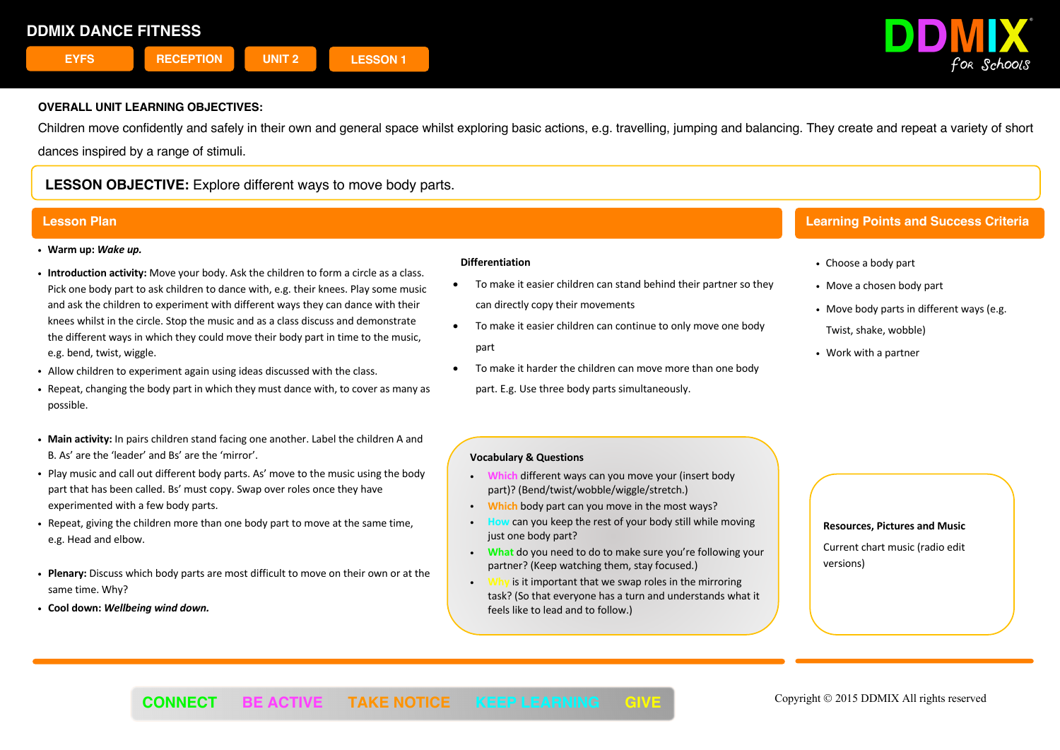# DDMIX DANCE FITNESS

EYFS | RECEPTION | UNIT 2 | LESSON 1

DDMIX for Schools

**OVERALL UNIT LEARNING OBJECTIVES:**

Children move confidently and safely in their own and general space whilst exploring basic actions, e.g. travelling, jumping and balancing. They create and repeat a variety of short dances inspired by a range of stimuli.

**LESSON OBJECTIVE:** Explore different ways to move body parts.

## Lesson Plan

- **Warm up:** ***Wake up.***
- **Introduction activity:** Move your body. Ask the children to form a circle as a class. Pick one body part to ask children to dance with, e.g. their knees. Play some music and ask the children to experiment with different ways they can dance with their knees whilst in the circle. Stop the music and as a class discuss and demonstrate the different ways in which they could move their body part in time to the music, e.g. bend, twist, wiggle.
- Allow children to experiment again using ideas discussed with the class.
- Repeat, changing the body part in which they must dance with, to cover as many as possible.

- **Main activity:** In pairs children stand facing one another. Label the children A and B. As' are the 'leader' and Bs' are the 'mirror'.
- Play music and call out different body parts. As' move to the music using the body part that has been called. Bs' must copy. Swap over roles once they have experimented with a few body parts.
- Repeat, giving the children more than one body part to move at the same time, e.g. Head and elbow.

- **Plenary:** Discuss which body parts are most difficult to move on their own or at the same time. Why?
- **Cool down:** ***Wellbeing wind down.***

**Differentiation**

- To make it easier children can stand behind their partner so they can directly copy their movements
- To make it easier children can continue to only move one body part
- To make it harder the children can move more than one body part. E.g. Use three body parts simultaneously.

**Vocabulary & Questions**

- Which different ways can you move your (insert body part)? (Bend/twist/wobble/wiggle/stretch.)
- Which body part can you move in the most ways?
- How can you keep the rest of your body still while moving just one body part?
- What do you need to do to make sure you're following your partner? (Keep watching them, stay focused.)
- Why is it important that we swap roles in the mirroring task? (So that everyone has a turn and understands what it feels like to lead and to follow.)

## Learning Points and Success Criteria

- Choose a body part
- Move a chosen body part
- Move body parts in different ways (e.g. Twist, shake, wobble)
- Work with a partner

**Resources, Pictures and Music**

Current chart music (radio edit versions)

CONNECT BE ACTIVE TAKE NOTICE KEEP LEARNING GIVE

Copyright © 2015 DDMIX All rights reserved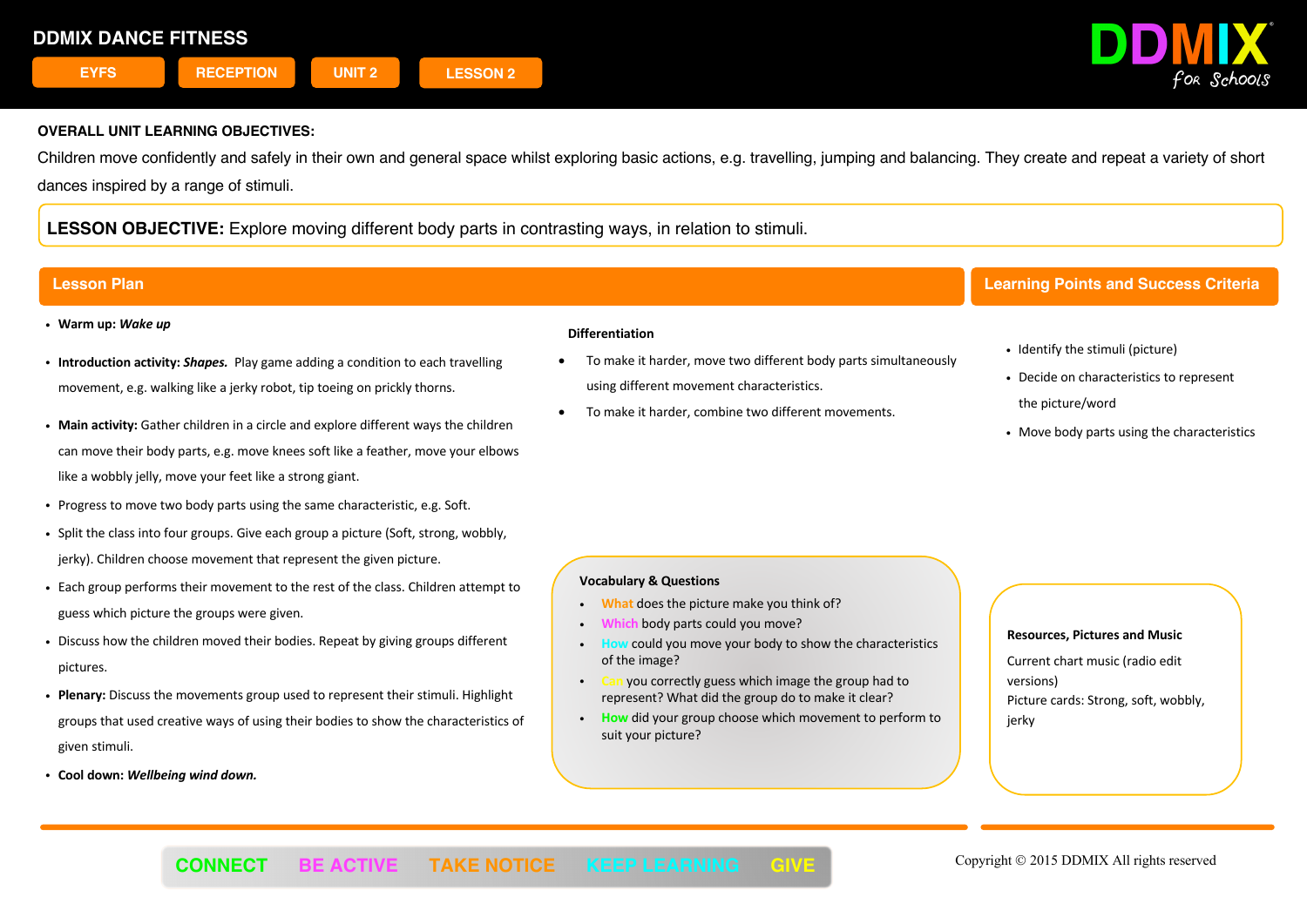# DDMIX DANCE FITNESS

EYFS | RECEPTION | UNIT 2 | LESSON 2

DDMIX for Schools

**OVERALL UNIT LEARNING OBJECTIVES:**

Children move confidently and safely in their own and general space whilst exploring basic actions, e.g. travelling, jumping and balancing. They create and repeat a variety of short dances inspired by a range of stimuli.

**LESSON OBJECTIVE:** Explore moving different body parts in contrasting ways, in relation to stimuli.

## Lesson Plan

- **Warm up:** ***Wake up***
- **Introduction activity:** ***Shapes.*** Play game adding a condition to each travelling movement, e.g. walking like a jerky robot, tip toeing on prickly thorns.
- **Main activity:** Gather children in a circle and explore different ways the children can move their body parts, e.g. move knees soft like a feather, move your elbows like a wobbly jelly, move your feet like a strong giant.
- Progress to move two body parts using the same characteristic, e.g. Soft.
- Split the class into four groups. Give each group a picture (Soft, strong, wobbly, jerky). Children choose movement that represent the given picture.
- Each group performs their movement to the rest of the class. Children attempt to guess which picture the groups were given.
- Discuss how the children moved their bodies. Repeat by giving groups different pictures.
- **Plenary:** Discuss the movements group used to represent their stimuli. Highlight groups that used creative ways of using their bodies to show the characteristics of given stimuli.
- **Cool down:** ***Wellbeing wind down.***

### Differentiation

- To make it harder, move two different body parts simultaneously using different movement characteristics.
- To make it harder, combine two different movements.

### Vocabulary & Questions

- What does the picture make you think of?
- Which body parts could you move?
- How could you move your body to show the characteristics of the image?
- Can you correctly guess which image the group had to represent? What did the group do to make it clear?
- How did your group choose which movement to perform to suit your picture?

## Learning Points and Success Criteria

- Identify the stimuli (picture)
- Decide on characteristics to represent the picture/word
- Move body parts using the characteristics

### Resources, Pictures and Music

Current chart music (radio edit versions)

Picture cards: Strong, soft, wobbly, jerky

CONNECT BE ACTIVE TAKE NOTICE KEEP LEARNING GIVE

Copyright © 2015 DDMIX All rights reserved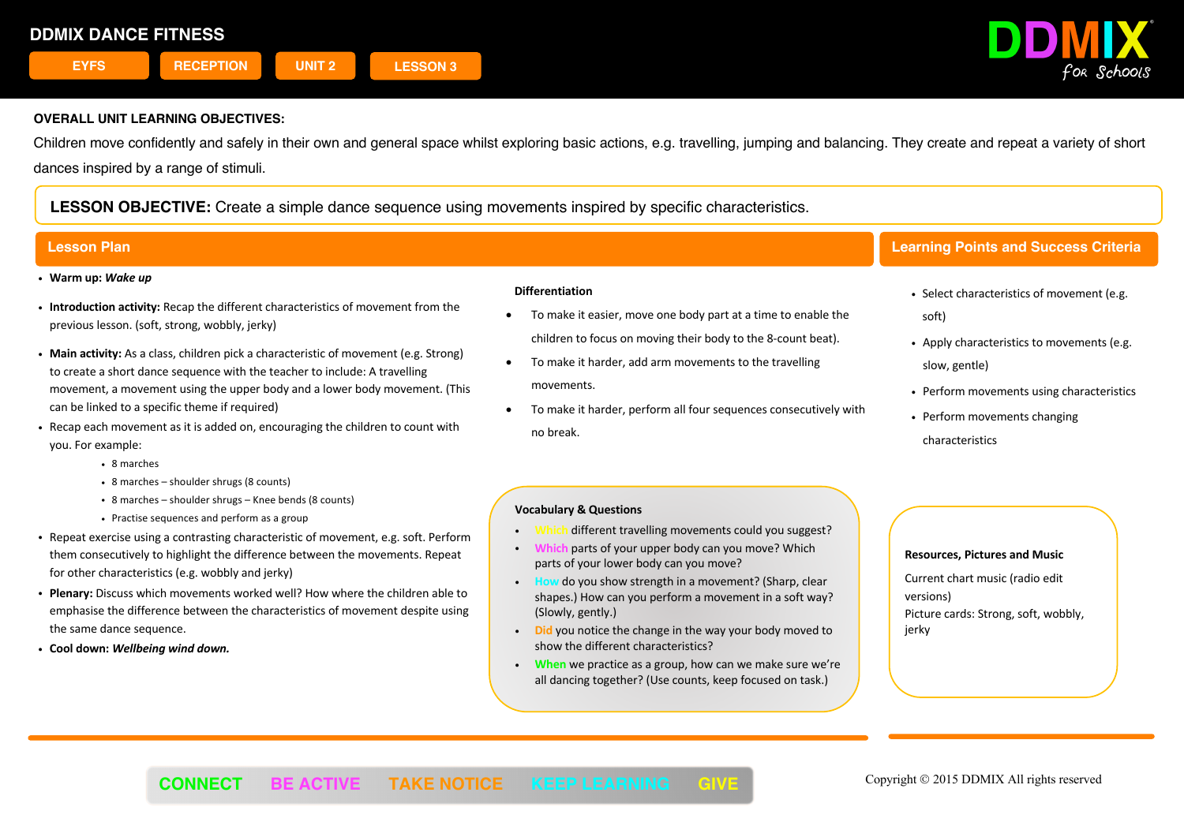# DDMIX DANCE FITNESS

EYFS | RECEPTION | UNIT 2 | LESSON 3

DDMIX for Schools

**OVERALL UNIT LEARNING OBJECTIVES:**

Children move confidently and safely in their own and general space whilst exploring basic actions, e.g. travelling, jumping and balancing. They create and repeat a variety of short dances inspired by a range of stimuli.

**LESSON OBJECTIVE:** Create a simple dance sequence using movements inspired by specific characteristics.

## Lesson Plan

- **Warm up:** ***Wake up***
- **Introduction activity:** Recap the different characteristics of movement from the previous lesson. (soft, strong, wobbly, jerky)
- **Main activity:** As a class, children pick a characteristic of movement (e.g. Strong) to create a short dance sequence with the teacher to include: A travelling movement, a movement using the upper body and a lower body movement. (This can be linked to a specific theme if required)
- Recap each movement as it is added on, encouraging the children to count with you. For example:
  - 8 marches
  - 8 marches – shoulder shrugs (8 counts)
  - 8 marches – shoulder shrugs – Knee bends (8 counts)
  - Practise sequences and perform as a group
- Repeat exercise using a contrasting characteristic of movement, e.g. soft. Perform them consecutively to highlight the difference between the movements. Repeat for other characteristics (e.g. wobbly and jerky)
- **Plenary:** Discuss which movements worked well? How where the children able to emphasise the difference between the characteristics of movement despite using the same dance sequence.
- **Cool down:** ***Wellbeing wind down.***

**Differentiation**

- To make it easier, move one body part at a time to enable the children to focus on moving their body to the 8-count beat).
- To make it harder, add arm movements to the travelling movements.
- To make it harder, perform all four sequences consecutively with no break.

**Vocabulary & Questions**

- Which different travelling movements could you suggest?
- Which parts of your upper body can you move? Which parts of your lower body can you move?
- How do you show strength in a movement? (Sharp, clear shapes.) How can you perform a movement in a soft way? (Slowly, gently.)
- Did you notice the change in the way your body moved to show the different characteristics?
- When we practice as a group, how can we make sure we're all dancing together? (Use counts, keep focused on task.)

## Learning Points and Success Criteria

- Select characteristics of movement (e.g. soft)
- Apply characteristics to movements (e.g. slow, gentle)
- Perform movements using characteristics
- Perform movements changing characteristics

**Resources, Pictures and Music**

Current chart music (radio edit versions)

Picture cards: Strong, soft, wobbly, jerky

CONNECT BE ACTIVE TAKE NOTICE KEEP LEARNING GIVE

Copyright © 2015 DDMIX All rights reserved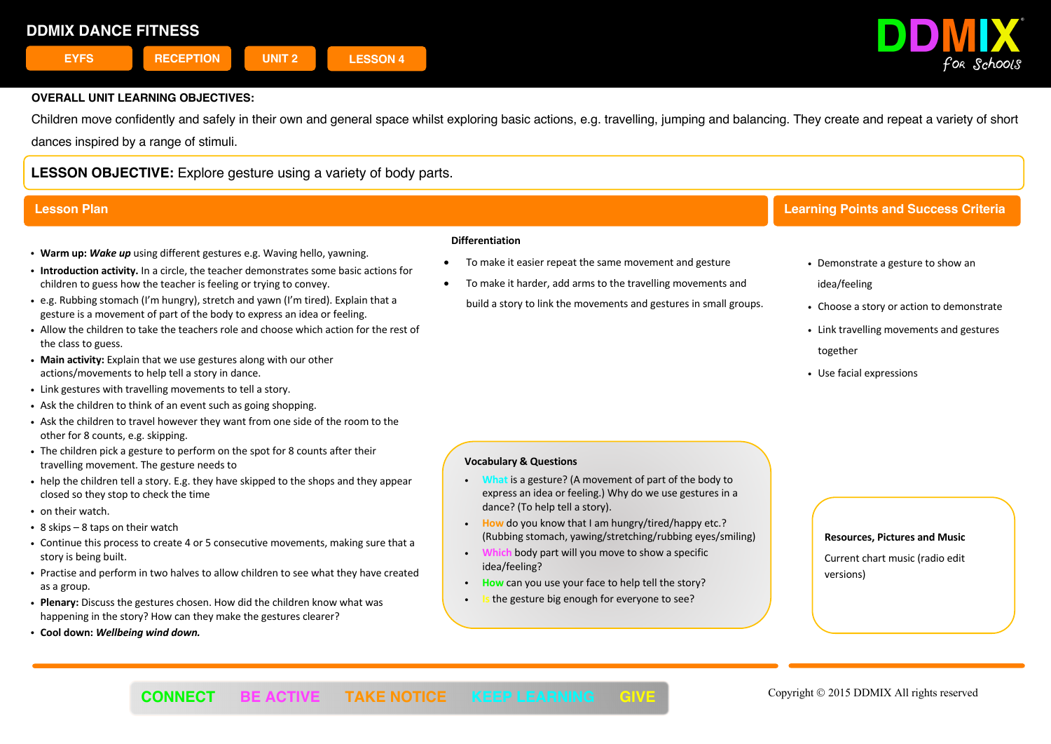DDMIX DANCE FITNESS

EYFS | RECEPTION | UNIT 2 | LESSON 4

DDMIX for Schools

**OVERALL UNIT LEARNING OBJECTIVES:**

Children move confidently and safely in their own and general space whilst exploring basic actions, e.g. travelling, jumping and balancing. They create and repeat a variety of short dances inspired by a range of stimuli.

**LESSON OBJECTIVE:** Explore gesture using a variety of body parts.

## Lesson Plan

- **Warm up:** ***Wake up*** using different gestures e.g. Waving hello, yawning.
- **Introduction activity.** In a circle, the teacher demonstrates some basic actions for children to guess how the teacher is feeling or trying to convey.
- e.g. Rubbing stomach (I'm hungry), stretch and yawn (I'm tired). Explain that a gesture is a movement of part of the body to express an idea or feeling.
- Allow the children to take the teachers role and choose which action for the rest of the class to guess.
- **Main activity:** Explain that we use gestures along with our other actions/movements to help tell a story in dance.
- Link gestures with travelling movements to tell a story.
- Ask the children to think of an event such as going shopping.
- Ask the children to travel however they want from one side of the room to the other for 8 counts, e.g. skipping.
- The children pick a gesture to perform on the spot for 8 counts after their travelling movement. The gesture needs to
- help the children tell a story. E.g. they have skipped to the shops and they appear closed so they stop to check the time
- on their watch.
- 8 skips – 8 taps on their watch
- Continue this process to create 4 or 5 consecutive movements, making sure that a story is being built.
- Practise and perform in two halves to allow children to see what they have created as a group.
- **Plenary:** Discuss the gestures chosen. How did the children know what was happening in the story? How can they make the gestures clearer?
- **Cool down:** ***Wellbeing wind down.***

### Differentiation

- To make it easier repeat the same movement and gesture
- To make it harder, add arms to the travelling movements and build a story to link the movements and gestures in small groups.

### Vocabulary & Questions

- What is a gesture? (A movement of part of the body to express an idea or feeling.) Why do we use gestures in a dance? (To help tell a story).
- How do you know that I am hungry/tired/happy etc.? (Rubbing stomach, yawning/stretching/rubbing eyes/smiling)
- Which body part will you move to show a specific idea/feeling?
- How can you use your face to help tell the story?
- Is the gesture big enough for everyone to see?

## Learning Points and Success Criteria

- Demonstrate a gesture to show an idea/feeling
- Choose a story or action to demonstrate
- Link travelling movements and gestures together
- Use facial expressions

### Resources, Pictures and Music

Current chart music (radio edit versions)

CONNECT BE ACTIVE TAKE NOTICE KEEP LEARNING GIVE

Copyright © 2015 DDMIX All rights reserved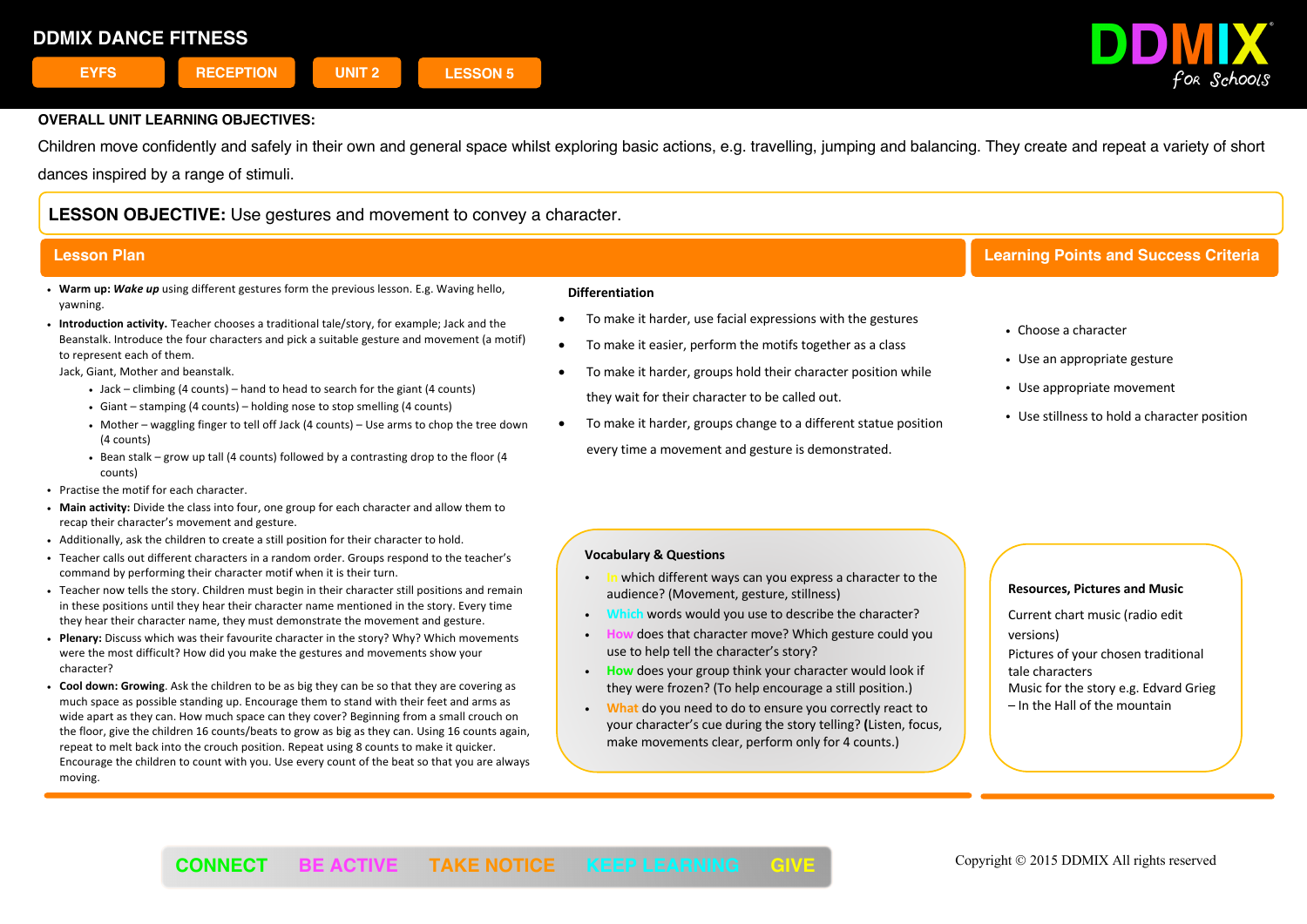# DDMIX DANCE FITNESS

EYFS | RECEPTION | UNIT 2 | LESSON 5

**OVERALL UNIT LEARNING OBJECTIVES:**

Children move confidently and safely in their own and general space whilst exploring basic actions, e.g. travelling, jumping and balancing. They create and repeat a variety of short dances inspired by a range of stimuli.

**LESSON OBJECTIVE:** Use gestures and movement to convey a character.

## Lesson Plan

- **Warm up:** ***Wake up*** using different gestures form the previous lesson. E.g. Waving hello, yawning.
- **Introduction activity.** Teacher chooses a traditional tale/story, for example; Jack and the Beanstalk. Introduce the four characters and pick a suitable gesture and movement (a motif) to represent each of them.
  Jack, Giant, Mother and beanstalk.
  - Jack – climbing (4 counts) – hand to head to search for the giant (4 counts)
  - Giant – stamping (4 counts) – holding nose to stop smelling (4 counts)
  - Mother – waggling finger to tell off Jack (4 counts) – Use arms to chop the tree down (4 counts)
  - Bean stalk – grow up tall (4 counts) followed by a contrasting drop to the floor (4 counts)
- Practise the motif for each character.
- **Main activity:** Divide the class into four, one group for each character and allow them to recap their character's movement and gesture.
- Additionally, ask the children to create a still position for their character to hold.
- Teacher calls out different characters in a random order. Groups respond to the teacher's command by performing their character motif when it is their turn.
- Teacher now tells the story. Children must begin in their character still positions and remain in these positions until they hear their character name mentioned in the story. Every time they hear their character name, they must demonstrate the movement and gesture.
- **Plenary:** Discuss which was their favourite character in the story? Why? Which movements were the most difficult? How did you make the gestures and movements show your character?
- **Cool down: Growing**. Ask the children to be as big they can be so that they are covering as much space as possible standing up. Encourage them to stand with their feet and arms as wide apart as they can. How much space can they cover? Beginning from a small crouch on the floor, give the children 16 counts/beats to grow as big as they can. Using 16 counts again, repeat to melt back into the crouch position. Repeat using 8 counts to make it quicker. Encourage the children to count with you. Use every count of the beat so that you are always moving.

**Differentiation**

- To make it harder, use facial expressions with the gestures
- To make it easier, perform the motifs together as a class
- To make it harder, groups hold their character position while they wait for their character to be called out.
- To make it harder, groups change to a different statue position every time a movement and gesture is demonstrated.

**Vocabulary & Questions**

- In which different ways can you express a character to the audience? (Movement, gesture, stillness)
- Which words would you use to describe the character?
- How does that character move? Which gesture could you use to help tell the character's story?
- How does your group think your character would look if they were frozen? (To help encourage a still position.)
- What do you need to do to ensure you correctly react to your character's cue during the story telling? (Listen, focus, make movements clear, perform only for 4 counts.)

## Learning Points and Success Criteria

- Choose a character
- Use an appropriate gesture
- Use appropriate movement
- Use stillness to hold a character position

**Resources, Pictures and Music**

Current chart music (radio edit versions)

Pictures of your chosen traditional tale characters

Music for the story e.g. Edvard Grieg – In the Hall of the mountain

CONNECT BE ACTIVE TAKE NOTICE KEEP LEARNING GIVE

Copyright © 2015 DDMIX All rights reserved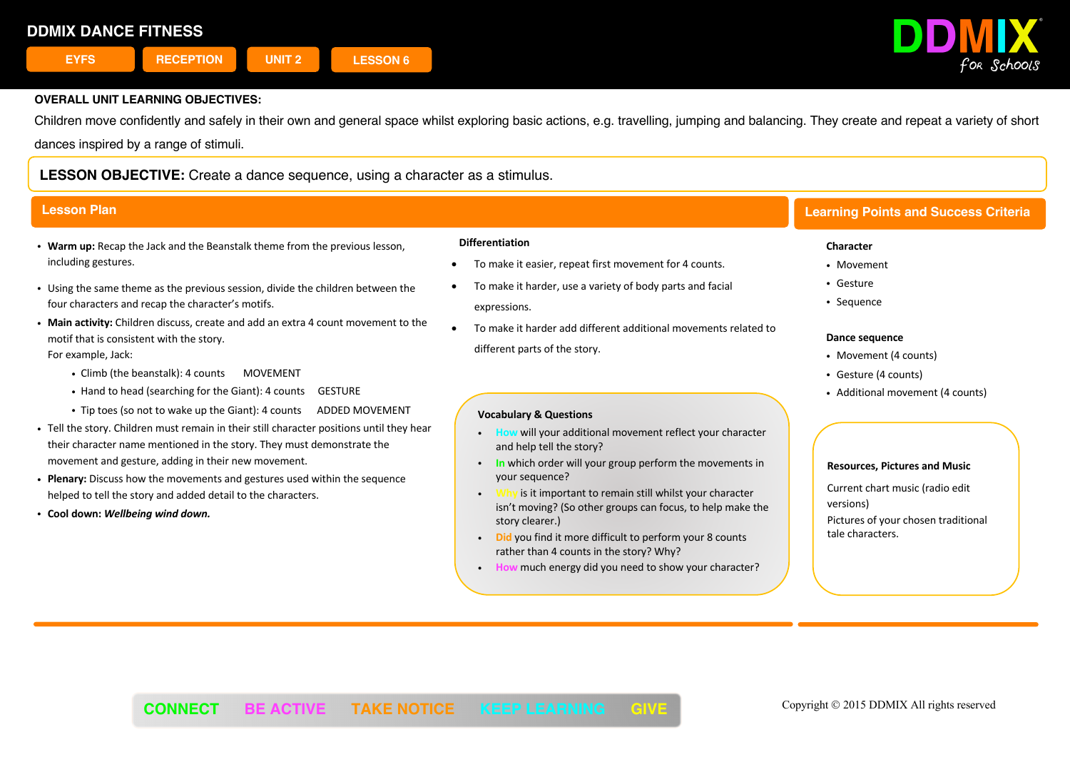# DDMIX DANCE FITNESS

EYFS | RECEPTION | UNIT 2 | LESSON 6

DDMIX for Schools

**OVERALL UNIT LEARNING OBJECTIVES:**

Children move confidently and safely in their own and general space whilst exploring basic actions, e.g. travelling, jumping and balancing. They create and repeat a variety of short dances inspired by a range of stimuli.

**LESSON OBJECTIVE:** Create a dance sequence, using a character as a stimulus.

## Lesson Plan

- **Warm up:** Recap the Jack and the Beanstalk theme from the previous lesson, including gestures.
- Using the same theme as the previous session, divide the children between the four characters and recap the character's motifs.
- **Main activity:** Children discuss, create and add an extra 4 count movement to the motif that is consistent with the story.
  For example, Jack:
  - Climb (the beanstalk): 4 counts MOVEMENT
  - Hand to head (searching for the Giant): 4 counts GESTURE
  - Tip toes (so not to wake up the Giant): 4 counts ADDED MOVEMENT
- Tell the story. Children must remain in their still character positions until they hear their character name mentioned in the story. They must demonstrate the movement and gesture, adding in their new movement.
- **Plenary:** Discuss how the movements and gestures used within the sequence helped to tell the story and added detail to the characters.
- **Cool down:** ***Wellbeing wind down.***

**Differentiation**

- To make it easier, repeat first movement for 4 counts.
- To make it harder, use a variety of body parts and facial expressions.
- To make it harder add different additional movements related to different parts of the story.

**Vocabulary & Questions**

- How will your additional movement reflect your character and help tell the story?
- In which order will your group perform the movements in your sequence?
- Why is it important to remain still whilst your character isn't moving? (So other groups can focus, to help make the story clearer.)
- Did you find it more difficult to perform your 8 counts rather than 4 counts in the story? Why?
- How much energy did you need to show your character?

## Learning Points and Success Criteria

**Character**

- Movement
- Gesture
- Sequence

**Dance sequence**

- Movement (4 counts)
- Gesture (4 counts)
- Additional movement (4 counts)

**Resources, Pictures and Music**

Current chart music (radio edit versions)

Pictures of your chosen traditional tale characters.

CONNECT BE ACTIVE TAKE NOTICE KEEP LEARNING GIVE

Copyright © 2015 DDMIX All rights reserved